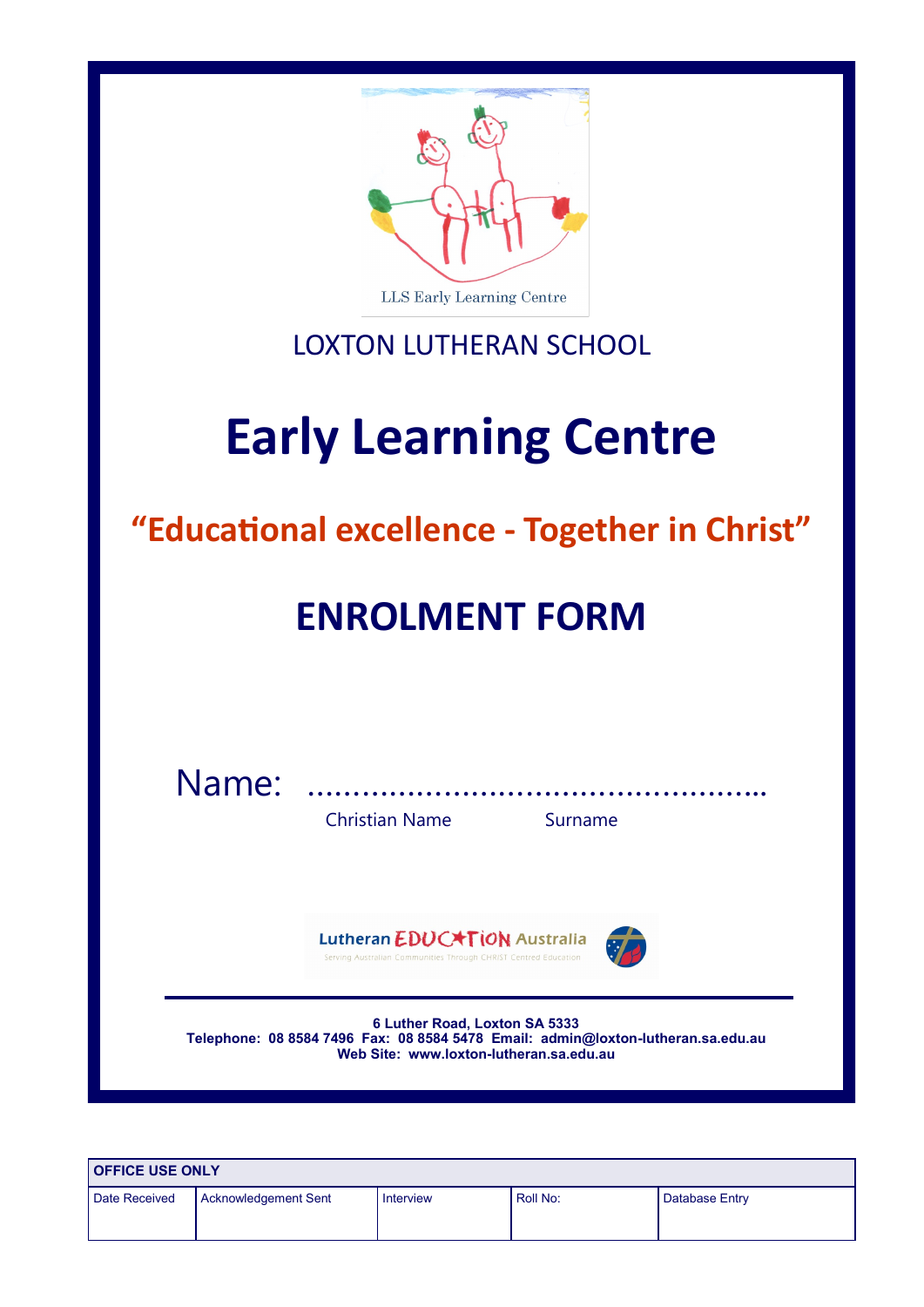LLS Early Learning Centre

LOXTON LUTHERAN SCHOOL

# Early Learning Centre

## "Educational excellence - Together in Christ"

# ENROLMENT FORM

Name: ..................................................

Christian Name Surname

Lutheran EDUCATION Australia

Serving Australian Communities Through CHRIST Centred Education

**6 Luther Road, Loxton SA 5333**
**Telephone: 08 8584 7496 Fax: 08 8584 5478 Email: admin@loxton-lutheran.sa.edu.au**
**Web Site: www.loxton-lutheran.sa.edu.au**

| OFFICE USE ONLY | | | | |
|---|---|---|---|---|
| Date Received | Acknowledgement Sent | Interview | Roll No: | Database Entry |
| | | | | |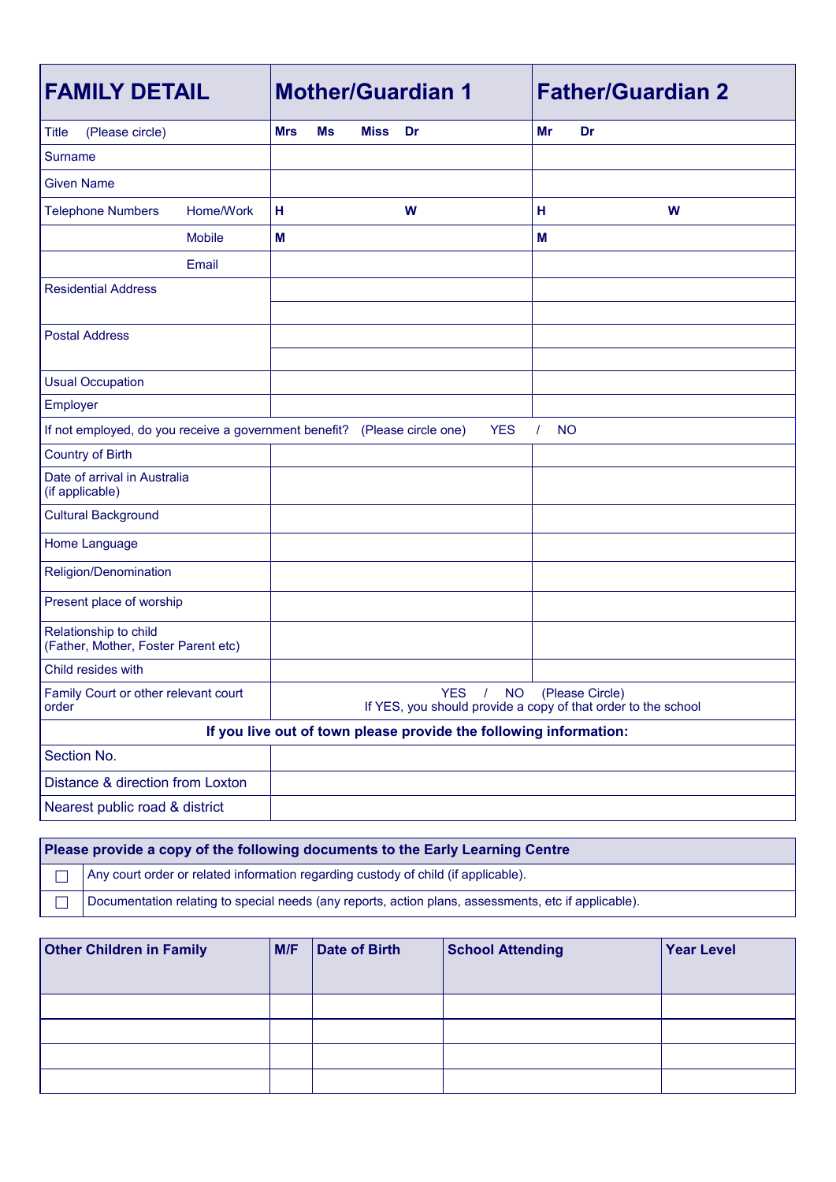| FAMILY DETAIL | | Mother/Guardian 1 | Father/Guardian 2 |
|---|---|---|---|
| Title (Please circle) | | **Mrs Ms Miss Dr** | **Mr Dr** |
| Surname | | | |
| Given Name | | | |
| Telephone Numbers | Home/Work | **H** **W** | **H** **W** |
| | Mobile | **M** | **M** |
| | Email | | |
| Residential Address | | | |
| | | | |
| Postal Address | | | |
| | | | |
| Usual Occupation | | | |
| Employer | | | |
| If not employed, do you receive a government benefit? (Please circle one) YES / NO | | | |
| Country of Birth | | | |
| Date of arrival in Australia (if applicable) | | | |
| Cultural Background | | | |
| Home Language | | | |
| Religion/Denomination | | | |
| Present place of worship | | | |
| Relationship to child (Father, Mother, Foster Parent etc) | | | |
| Child resides with | | | |
| Family Court or other relevant court order | | YES / NO (Please Circle) If YES, you should provide a copy of that order to the school | |
| **If you live out of town please provide the following information:** | | | |
| Section No. | | | |
| Distance & direction from Loxton | | | |
| Nearest public road & district | | | |

| **Please provide a copy of the following documents to the Early Learning Centre** | |
|---|---|
| ☐ | Any court order or related information regarding custody of child (if applicable). |
| ☐ | Documentation relating to special needs (any reports, action plans, assessments, etc if applicable). |

| Other Children in Family | M/F | Date of Birth | School Attending | Year Level |
|---|---|---|---|---|
| | | | | |
| | | | | |
| | | | | |
| | | | | |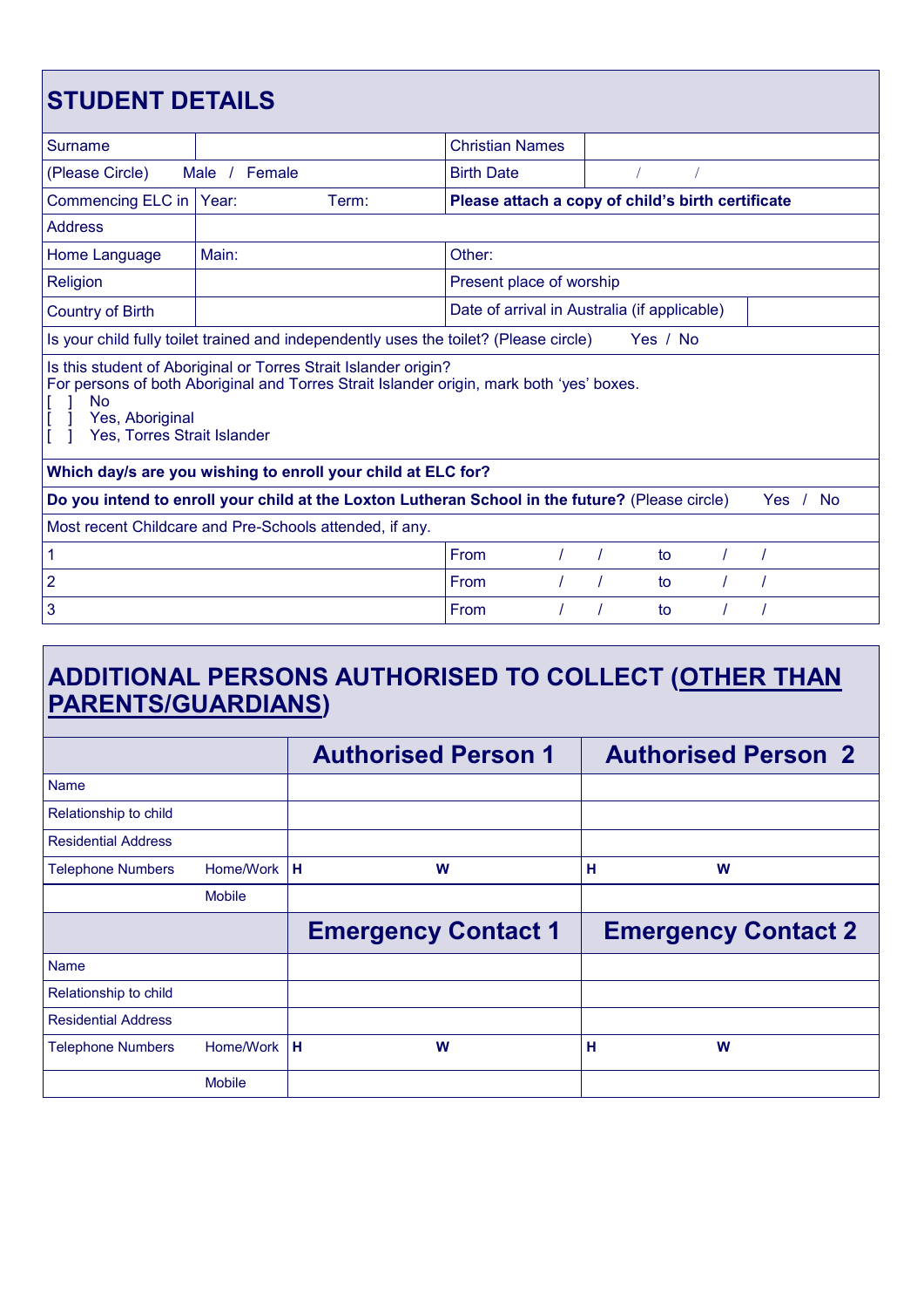## STUDENT DETAILS

| | | | |
|---|---|---|---|
| Surname | | Christian Names | |
| (Please Circle) Male / Female | | Birth Date | / / |
| Commencing ELC in | Year: Term: | **Please attach a copy of child's birth certificate** | |
| Address | | | |
| Home Language | Main: | Other: | |
| Religion | | Present place of worship | |
| Country of Birth | | Date of arrival in Australia (if applicable) | |

Is your child fully toilet trained and independently uses the toilet? (Please circle) Yes / No

Is this student of Aboriginal or Torres Strait Islander origin?
For persons of both Aboriginal and Torres Strait Islander origin, mark both 'yes' boxes.

[ ] No
[ ] Yes, Aboriginal
[ ] Yes, Torres Strait Islander

**Which day/s are you wishing to enroll your child at ELC for?**

**Do you intend to enroll your child at the Loxton Lutheran School in the future?** (Please circle) Yes / No

Most recent Childcare and Pre-Schools attended, if any.

| | |
|---|---|
| 1 | From / / to / / |
| 2 | From / / to / / |
| 3 | From / / to / / |

## ADDITIONAL PERSONS AUTHORISED TO COLLECT (OTHER THAN PARENTS/GUARDIANS)

| | | Authorised Person 1 | Authorised Person 2 |
|---|---|---|---|
| Name | | | |
| Relationship to child | | | |
| Residential Address | | | |
| Telephone Numbers | Home/Work | H W | H W |
| | Mobile | | |
| | | **Emergency Contact 1** | **Emergency Contact 2** |
| Name | | | |
| Relationship to child | | | |
| Residential Address | | | |
| Telephone Numbers | Home/Work | H W | H W |
| | Mobile | | |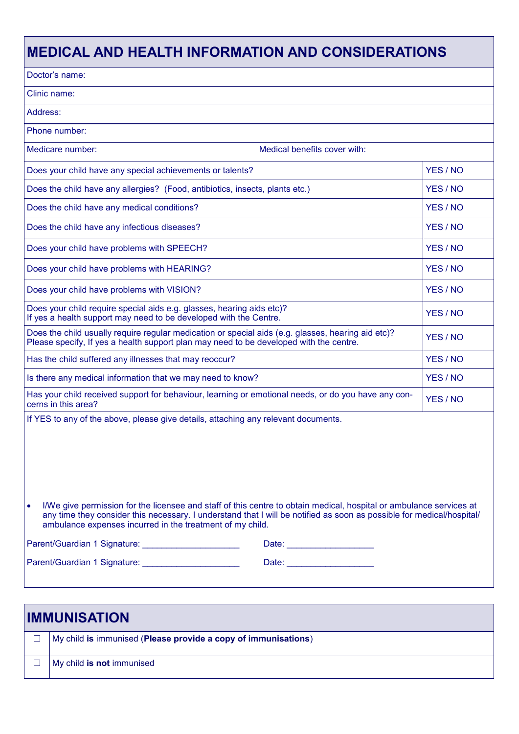## MEDICAL AND HEALTH INFORMATION AND CONSIDERATIONS

Doctor's name:

Clinic name:

Address:

Phone number:

Medicare number: Medical benefits cover with:

| | |
|---|---|
| Does your child have any special achievements or talents? | YES / NO |
| Does the child have any allergies? (Food, antibiotics, insects, plants etc.) | YES / NO |
| Does the child have any medical conditions? | YES / NO |
| Does the child have any infectious diseases? | YES / NO |
| Does your child have problems with SPEECH? | YES / NO |
| Does your child have problems with HEARING? | YES / NO |
| Does your child have problems with VISION? | YES / NO |
| Does your child require special aids e.g. glasses, hearing aids etc)? If yes a health support may need to be developed with the Centre. | YES / NO |
| Does the child usually require regular medication or special aids (e.g. glasses, hearing aid etc)? Please specify, If yes a health support plan may need to be developed with the centre. | YES / NO |
| Has the child suffered any illnesses that may reoccur? | YES / NO |
| Is there any medical information that we may need to know? | YES / NO |
| Has your child received support for behaviour, learning or emotional needs, or do you have any concerns in this area? | YES / NO |

If YES to any of the above, please give details, attaching any relevant documents.

- I/We give permission for the licensee and staff of this centre to obtain medical, hospital or ambulance services at any time they consider this necessary. I understand that I will be notified as soon as possible for medical/hospital/ ambulance expenses incurred in the treatment of my child.

Parent/Guardian 1 Signature: ____________________ Date: __________________

Parent/Guardian 1 Signature: ____________________ Date: __________________

## IMMUNISATION

| | |
|---|---|
| ☐ | My child **is** immunised (**Please provide a copy of immunisations**) |
| ☐ | My child **is not** immunised |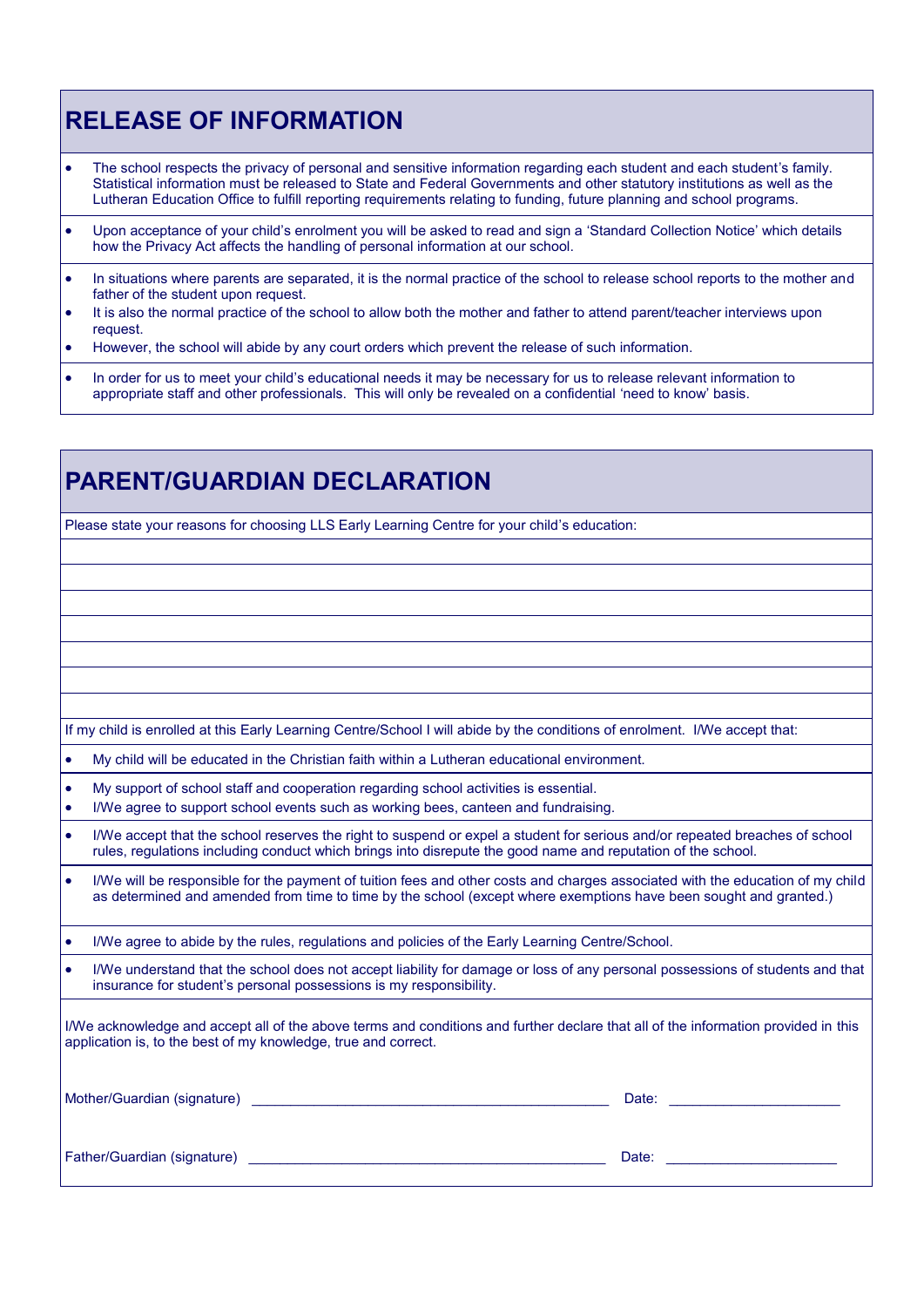## RELEASE OF INFORMATION

- The school respects the privacy of personal and sensitive information regarding each student and each student's family. Statistical information must be released to State and Federal Governments and other statutory institutions as well as the Lutheran Education Office to fulfill reporting requirements relating to funding, future planning and school programs.

- Upon acceptance of your child's enrolment you will be asked to read and sign a 'Standard Collection Notice' which details how the Privacy Act affects the handling of personal information at our school.

- In situations where parents are separated, it is the normal practice of the school to release school reports to the mother and father of the student upon request.
- It is also the normal practice of the school to allow both the mother and father to attend parent/teacher interviews upon request.
- However, the school will abide by any court orders which prevent the release of such information.

- In order for us to meet your child's educational needs it may be necessary for us to release relevant information to appropriate staff and other professionals. This will only be revealed on a confidential 'need to know' basis.

## PARENT/GUARDIAN DECLARATION

Please state your reasons for choosing LLS Early Learning Centre for your child's education:

If my child is enrolled at this Early Learning Centre/School I will abide by the conditions of enrolment. I/We accept that:

- My child will be educated in the Christian faith within a Lutheran educational environment.

- My support of school staff and cooperation regarding school activities is essential.
- I/We agree to support school events such as working bees, canteen and fundraising.

- I/We accept that the school reserves the right to suspend or expel a student for serious and/or repeated breaches of school rules, regulations including conduct which brings into disrepute the good name and reputation of the school.

- I/We will be responsible for the payment of tuition fees and other costs and charges associated with the education of my child as determined and amended from time to time by the school (except where exemptions have been sought and granted.)

- I/We agree to abide by the rules, regulations and policies of the Early Learning Centre/School.

- I/We understand that the school does not accept liability for damage or loss of any personal possessions of students and that insurance for student's personal possessions is my responsibility.

I/We acknowledge and accept all of the above terms and conditions and further declare that all of the information provided in this application is, to the best of my knowledge, true and correct.

Mother/Guardian (signature) ______________________________________________ Date: ______________________

Father/Guardian (signature) ______________________________________________ Date: ______________________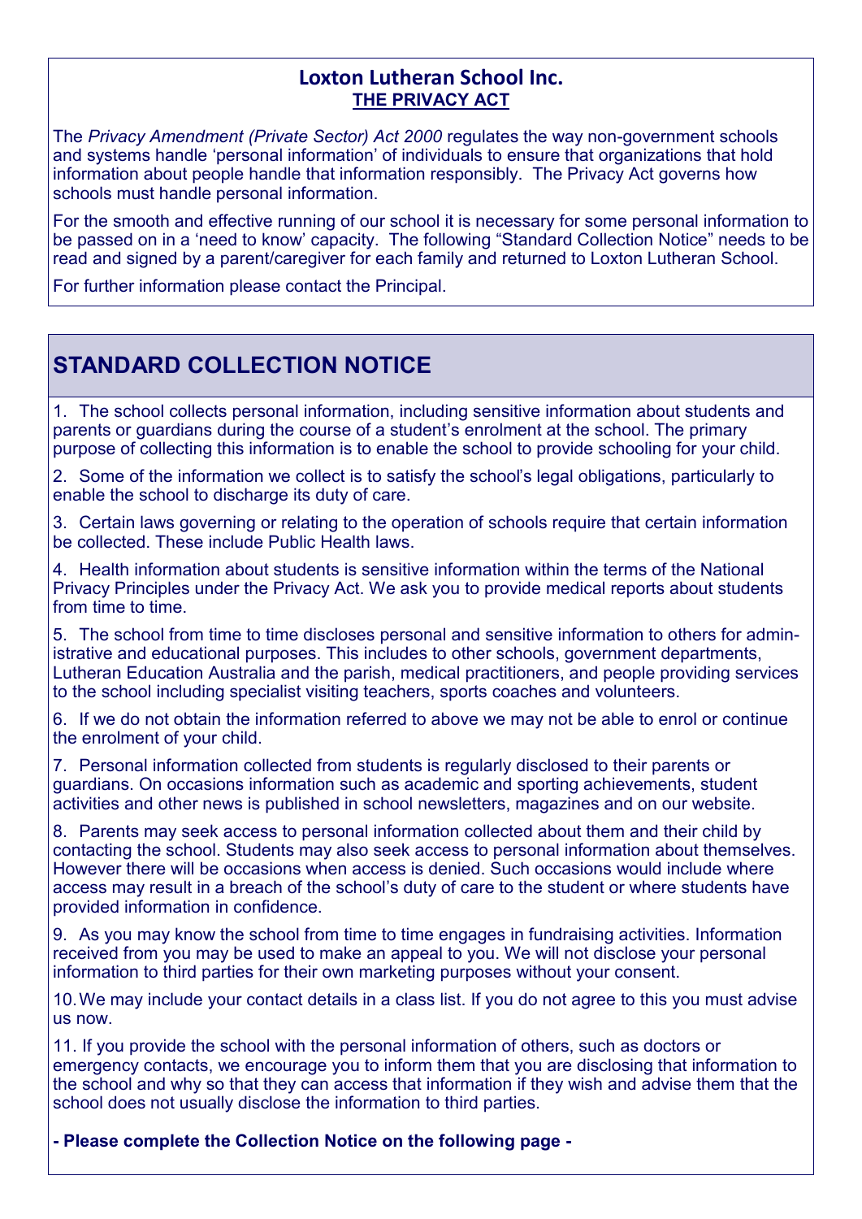## Loxton Lutheran School Inc.

### THE PRIVACY ACT

The *Privacy Amendment (Private Sector) Act 2000* regulates the way non-government schools and systems handle 'personal information' of individuals to ensure that organizations that hold information about people handle that information responsibly. The Privacy Act governs how schools must handle personal information.

For the smooth and effective running of our school it is necessary for some personal information to be passed on in a 'need to know' capacity. The following "Standard Collection Notice" needs to be read and signed by a parent/caregiver for each family and returned to Loxton Lutheran School.

For further information please contact the Principal.

## STANDARD COLLECTION NOTICE

1. The school collects personal information, including sensitive information about students and parents or guardians during the course of a student's enrolment at the school. The primary purpose of collecting this information is to enable the school to provide schooling for your child.

2. Some of the information we collect is to satisfy the school's legal obligations, particularly to enable the school to discharge its duty of care.

3. Certain laws governing or relating to the operation of schools require that certain information be collected. These include Public Health laws.

4. Health information about students is sensitive information within the terms of the National Privacy Principles under the Privacy Act. We ask you to provide medical reports about students from time to time.

5. The school from time to time discloses personal and sensitive information to others for administrative and educational purposes. This includes to other schools, government departments, Lutheran Education Australia and the parish, medical practitioners, and people providing services to the school including specialist visiting teachers, sports coaches and volunteers.

6. If we do not obtain the information referred to above we may not be able to enrol or continue the enrolment of your child.

7. Personal information collected from students is regularly disclosed to their parents or guardians. On occasions information such as academic and sporting achievements, student activities and other news is published in school newsletters, magazines and on our website.

8. Parents may seek access to personal information collected about them and their child by contacting the school. Students may also seek access to personal information about themselves. However there will be occasions when access is denied. Such occasions would include where access may result in a breach of the school's duty of care to the student or where students have provided information in confidence.

9. As you may know the school from time to time engages in fundraising activities. Information received from you may be used to make an appeal to you. We will not disclose your personal information to third parties for their own marketing purposes without your consent.

10. We may include your contact details in a class list. If you do not agree to this you must advise us now.

11. If you provide the school with the personal information of others, such as doctors or emergency contacts, we encourage you to inform them that you are disclosing that information to the school and why so that they can access that information if they wish and advise them that the school does not usually disclose the information to third parties.

**- Please complete the Collection Notice on the following page -**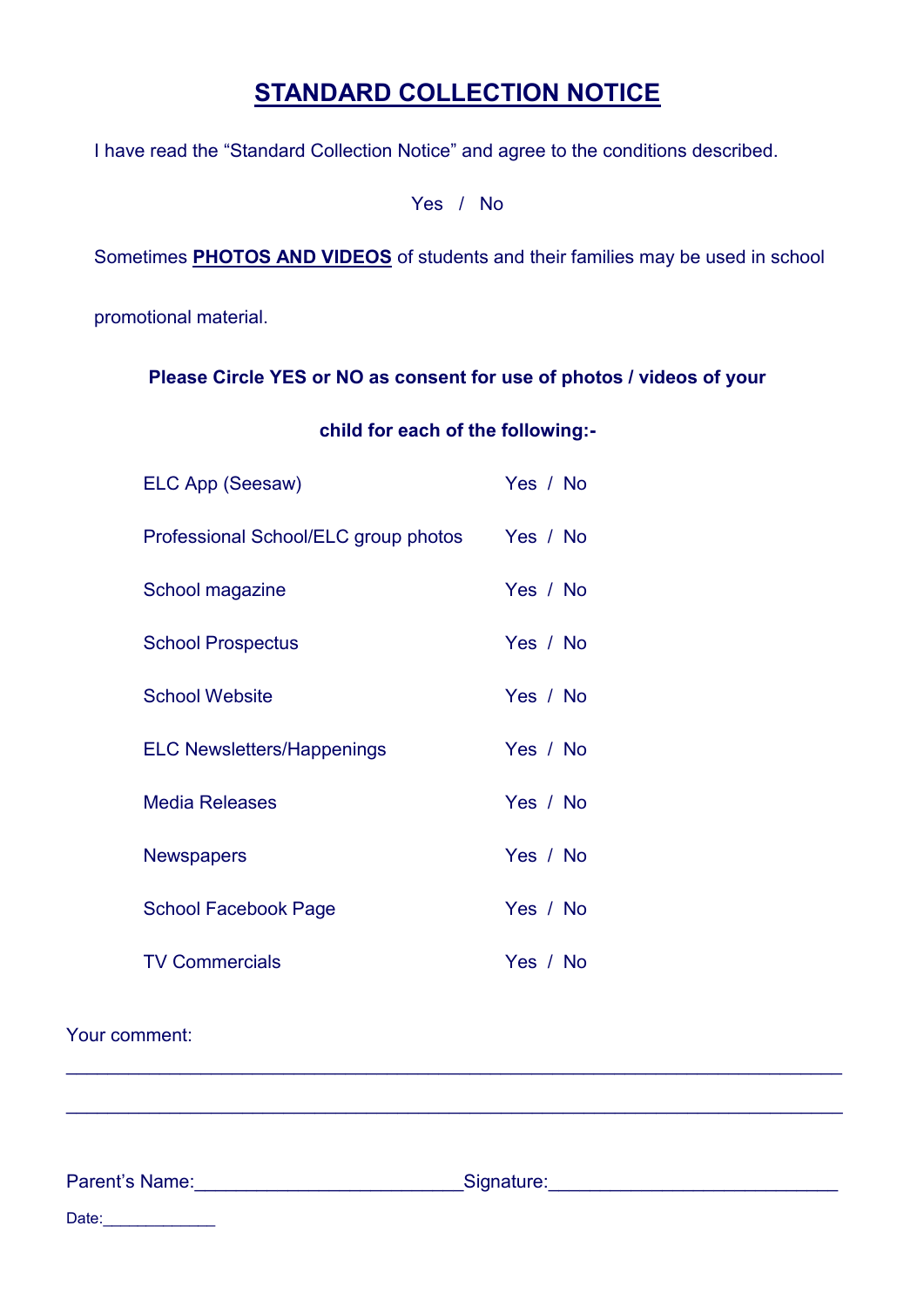# STANDARD COLLECTION NOTICE

I have read the "Standard Collection Notice" and agree to the conditions described.

Yes / No

Sometimes **PHOTOS AND VIDEOS** of students and their families may be used in school promotional material.

**Please Circle YES or NO as consent for use of photos / videos of your child for each of the following:-**

| | |
|---|---|
| ELC App (Seesaw) | Yes / No |
| Professional School/ELC group photos | Yes / No |
| School magazine | Yes / No |
| School Prospectus | Yes / No |
| School Website | Yes / No |
| ELC Newsletters/Happenings | Yes / No |
| Media Releases | Yes / No |
| Newspapers | Yes / No |
| School Facebook Page | Yes / No |
| TV Commercials | Yes / No |

Your comment:

___________________________________________________________________________

___________________________________________________________________________

Parent's Name:_________________________Signature:___________________________

Date:_____________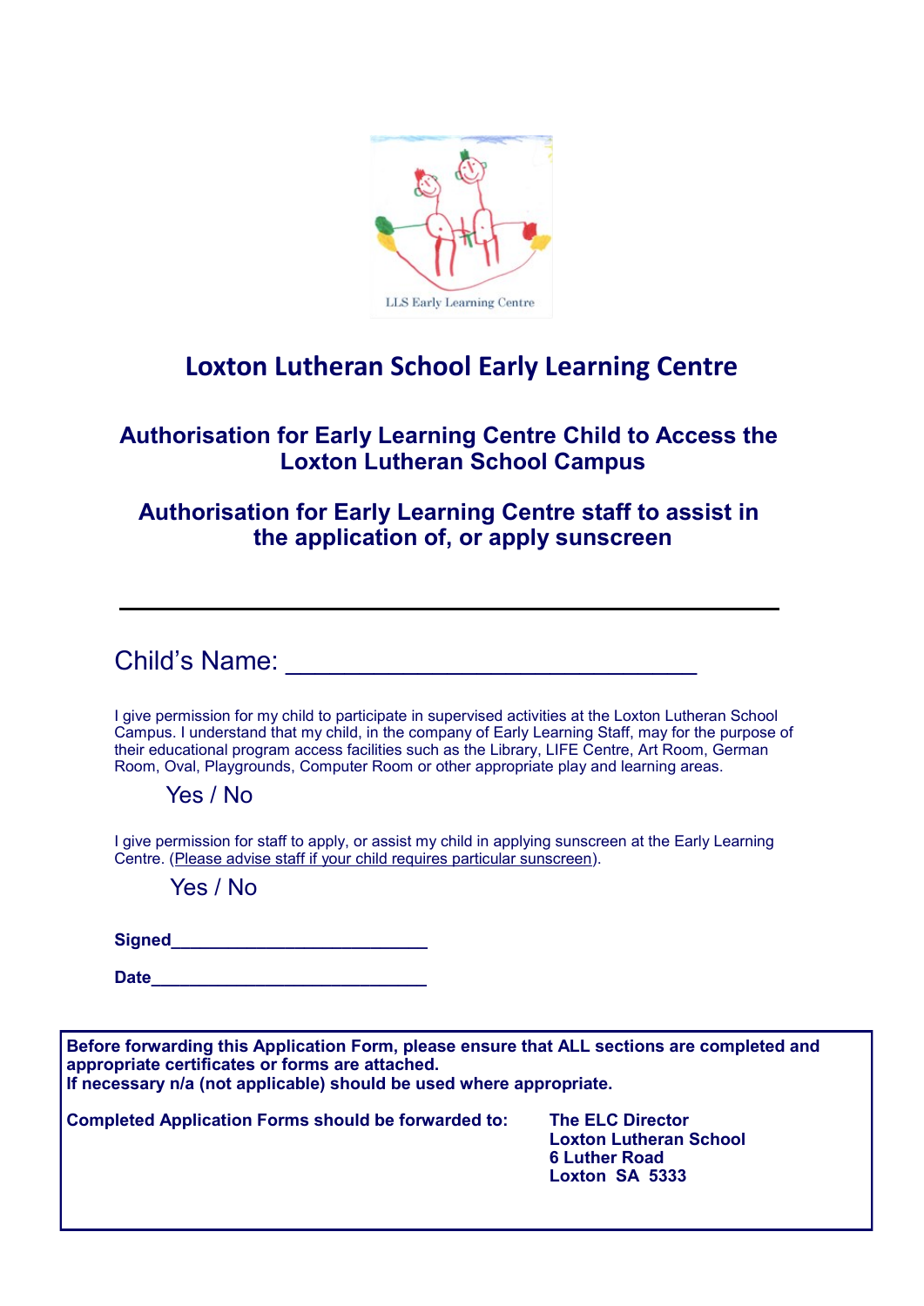LLS Early Learning Centre

# Loxton Lutheran School Early Learning Centre

## Authorisation for Early Learning Centre Child to Access the Loxton Lutheran School Campus

## Authorisation for Early Learning Centre staff to assist in the application of, or apply sunscreen

---

Child's Name: ______________________________

I give permission for my child to participate in supervised activities at the Loxton Lutheran School Campus. I understand that my child, in the company of Early Learning Staff, may for the purpose of their educational program access facilities such as the Library, LIFE Centre, Art Room, German Room, Oval, Playgrounds, Computer Room or other appropriate play and learning areas.

Yes / No

I give permission for staff to apply, or assist my child in applying sunscreen at the Early Learning Centre. (Please advise staff if your child requires particular sunscreen).

Yes / No

**Signed**___________________________

**Date**_____________________________

**Before forwarding this Application Form, please ensure that ALL sections are completed and appropriate certificates or forms are attached.**
**If necessary n/a (not applicable) should be used where appropriate.**

**Completed Application Forms should be forwarded to:**

**The ELC Director**
**Loxton Lutheran School**
**6 Luther Road**
**Loxton SA 5333**